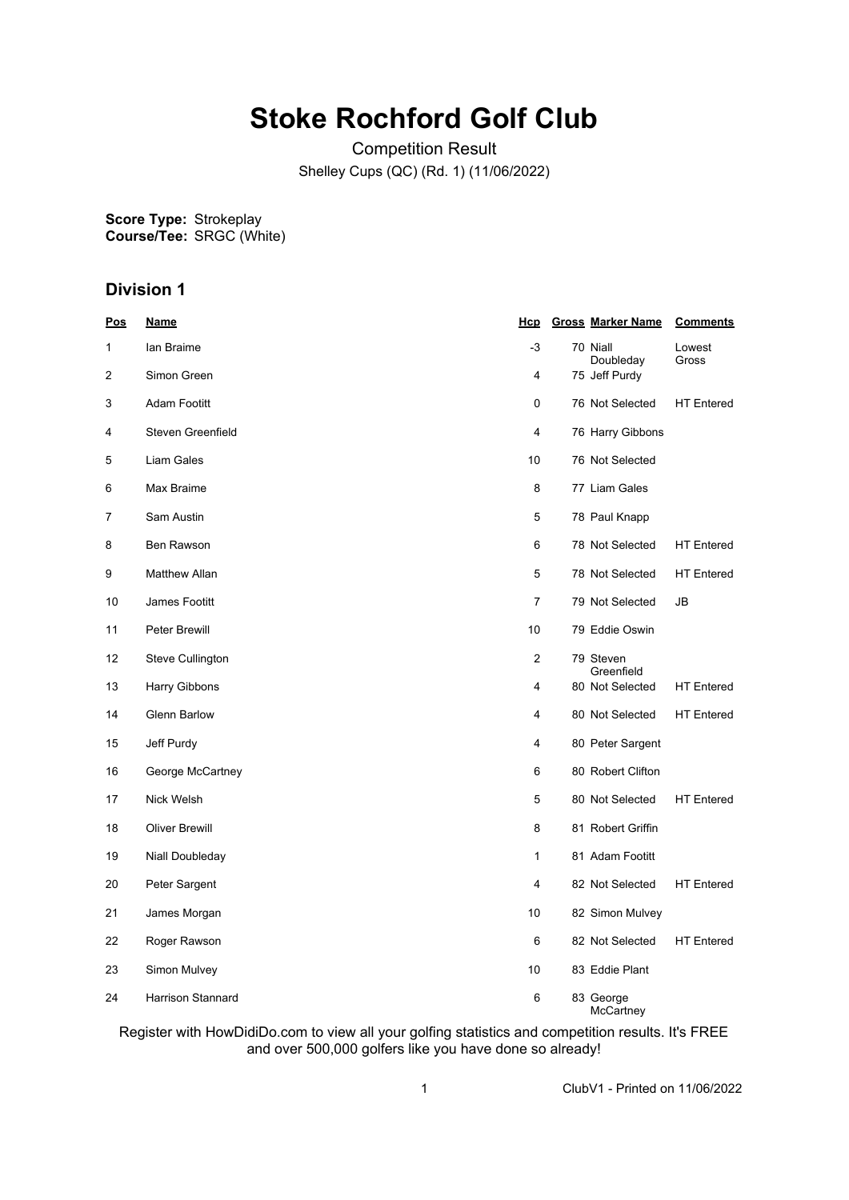# Stoke Rochford Golf Club

Competition Result

Shelley Cups (QC) (Rd. 1) (11/06/2022)

**Score Type:** Strokeplay
**Course/Tee:** SRGC (White)

## Division 1

| Pos | Name | Hcp | Gross | Marker Name | Comments |
|---|---|---|---|---|---|
| 1 | Ian Braime | -3 | 70 | Niall Doubleday | Lowest Gross |
| 2 | Simon Green | 4 | 75 | Jeff Purdy | |
| 3 | Adam Footitt | 0 | 76 | Not Selected | HT Entered |
| 4 | Steven Greenfield | 4 | 76 | Harry Gibbons | |
| 5 | Liam Gales | 10 | 76 | Not Selected | |
| 6 | Max Braime | 8 | 77 | Liam Gales | |
| 7 | Sam Austin | 5 | 78 | Paul Knapp | |
| 8 | Ben Rawson | 6 | 78 | Not Selected | HT Entered |
| 9 | Matthew Allan | 5 | 78 | Not Selected | HT Entered |
| 10 | James Footitt | 7 | 79 | Not Selected | JB |
| 11 | Peter Brewill | 10 | 79 | Eddie Oswin | |
| 12 | Steve Cullington | 2 | 79 | Steven Greenfield | |
| 13 | Harry Gibbons | 4 | 80 | Not Selected | HT Entered |
| 14 | Glenn Barlow | 4 | 80 | Not Selected | HT Entered |
| 15 | Jeff Purdy | 4 | 80 | Peter Sargent | |
| 16 | George McCartney | 6 | 80 | Robert Clifton | |
| 17 | Nick Welsh | 5 | 80 | Not Selected | HT Entered |
| 18 | Oliver Brewill | 8 | 81 | Robert Griffin | |
| 19 | Niall Doubleday | 1 | 81 | Adam Footitt | |
| 20 | Peter Sargent | 4 | 82 | Not Selected | HT Entered |
| 21 | James Morgan | 10 | 82 | Simon Mulvey | |
| 22 | Roger Rawson | 6 | 82 | Not Selected | HT Entered |
| 23 | Simon Mulvey | 10 | 83 | Eddie Plant | |
| 24 | Harrison Stannard | 6 | 83 | George McCartney | |

Register with HowDidiDo.com to view all your golfing statistics and competition results. It's FREE and over 500,000 golfers like you have done so already!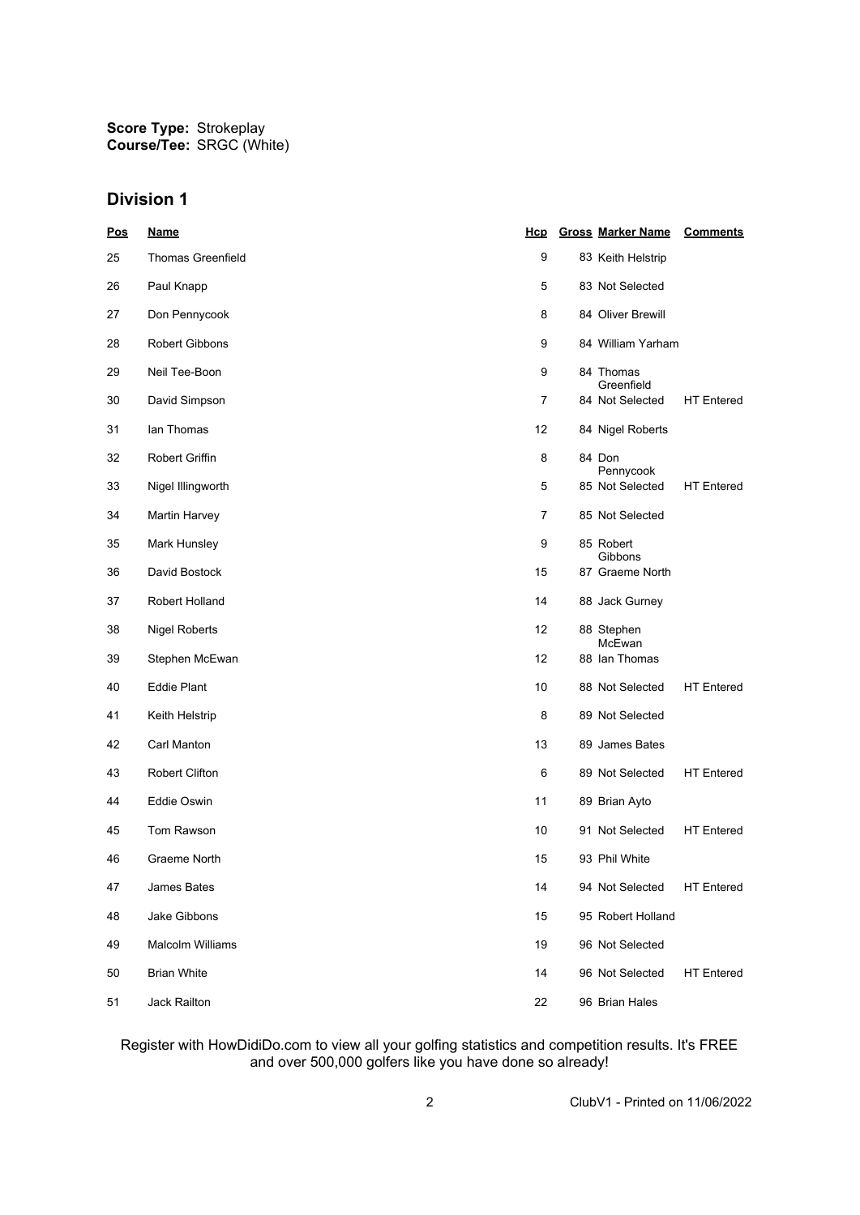**Score Type:** Strokeplay
**Course/Tee:** SRGC (White)

## Division 1

| Pos | Name | Hcp | Gross | Marker Name | Comments |
|---|---|---|---|---|---|
| 25 | Thomas Greenfield | 9 | 83 | Keith Helstrip | |
| 26 | Paul Knapp | 5 | 83 | Not Selected | |
| 27 | Don Pennycook | 8 | 84 | Oliver Brewill | |
| 28 | Robert Gibbons | 9 | 84 | William Yarham | |
| 29 | Neil Tee-Boon | 9 | 84 | Thomas Greenfield | |
| 30 | David Simpson | 7 | 84 | Not Selected | HT Entered |
| 31 | Ian Thomas | 12 | 84 | Nigel Roberts | |
| 32 | Robert Griffin | 8 | 84 | Don Pennycook | |
| 33 | Nigel Illingworth | 5 | 85 | Not Selected | HT Entered |
| 34 | Martin Harvey | 7 | 85 | Not Selected | |
| 35 | Mark Hunsley | 9 | 85 | Robert Gibbons | |
| 36 | David Bostock | 15 | 87 | Graeme North | |
| 37 | Robert Holland | 14 | 88 | Jack Gurney | |
| 38 | Nigel Roberts | 12 | 88 | Stephen McEwan | |
| 39 | Stephen McEwan | 12 | 88 | Ian Thomas | |
| 40 | Eddie Plant | 10 | 88 | Not Selected | HT Entered |
| 41 | Keith Helstrip | 8 | 89 | Not Selected | |
| 42 | Carl Manton | 13 | 89 | James Bates | |
| 43 | Robert Clifton | 6 | 89 | Not Selected | HT Entered |
| 44 | Eddie Oswin | 11 | 89 | Brian Ayto | |
| 45 | Tom Rawson | 10 | 91 | Not Selected | HT Entered |
| 46 | Graeme North | 15 | 93 | Phil White | |
| 47 | James Bates | 14 | 94 | Not Selected | HT Entered |
| 48 | Jake Gibbons | 15 | 95 | Robert Holland | |
| 49 | Malcolm Williams | 19 | 96 | Not Selected | |
| 50 | Brian White | 14 | 96 | Not Selected | HT Entered |
| 51 | Jack Railton | 22 | 96 | Brian Hales | |

Register with HowDidiDo.com to view all your golfing statistics and competition results. It's FREE and over 500,000 golfers like you have done so already!

ClubV1 - Printed on 11/06/2022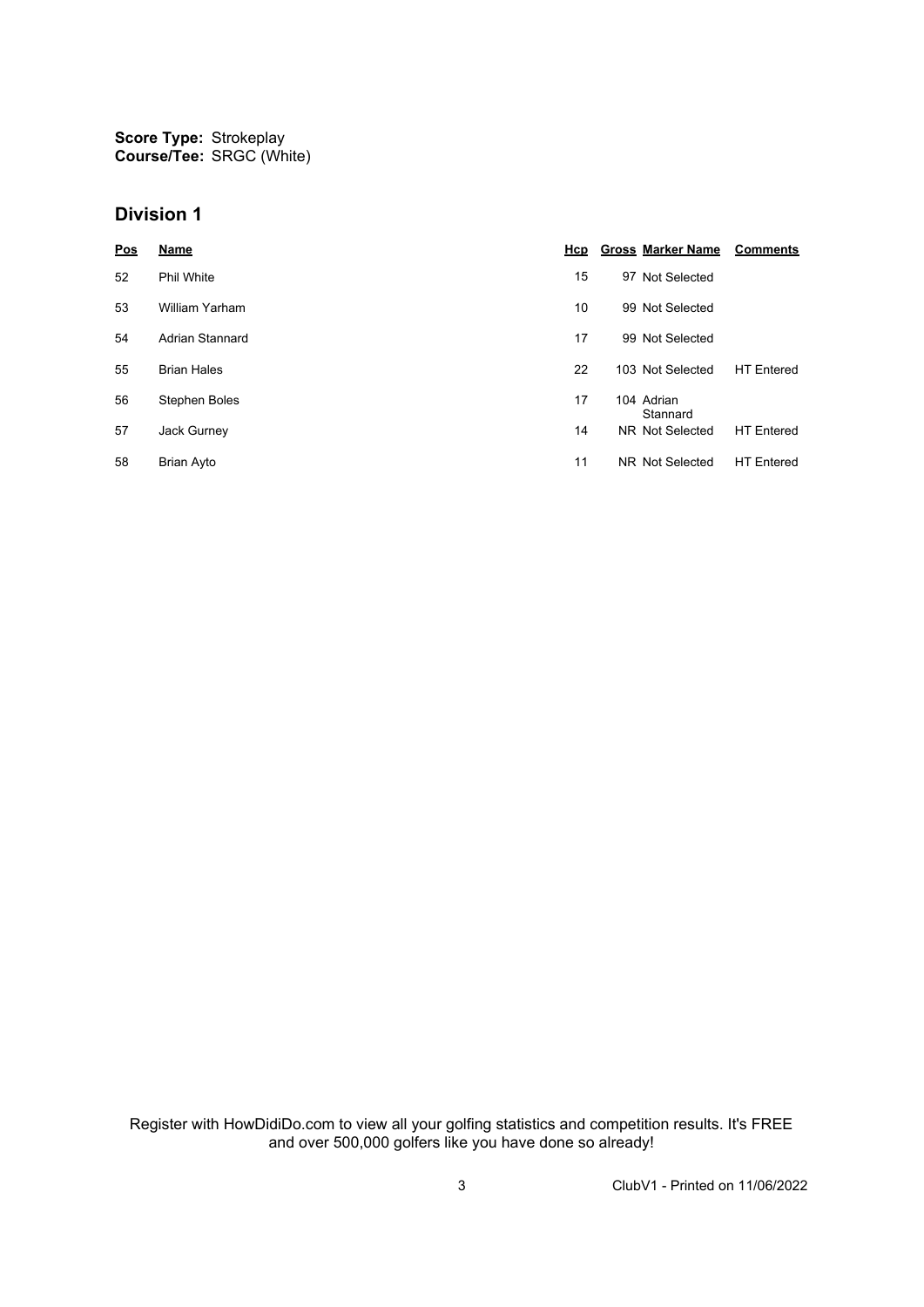**Score Type:** Strokeplay
**Course/Tee:** SRGC (White)

## Division 1

| Pos | Name | Hcp | Gross | Marker Name | Comments |
|---|---|---|---|---|---|
| 52 | Phil White | 15 | 97 | Not Selected | |
| 53 | William Yarham | 10 | 99 | Not Selected | |
| 54 | Adrian Stannard | 17 | 99 | Not Selected | |
| 55 | Brian Hales | 22 | 103 | Not Selected | HT Entered |
| 56 | Stephen Boles | 17 | 104 | Adrian Stannard | |
| 57 | Jack Gurney | 14 | NR | Not Selected | HT Entered |
| 58 | Brian Ayto | 11 | NR | Not Selected | HT Entered |

Register with HowDidiDo.com to view all your golfing statistics and competition results. It's FREE and over 500,000 golfers like you have done so already!

ClubV1 - Printed on 11/06/2022